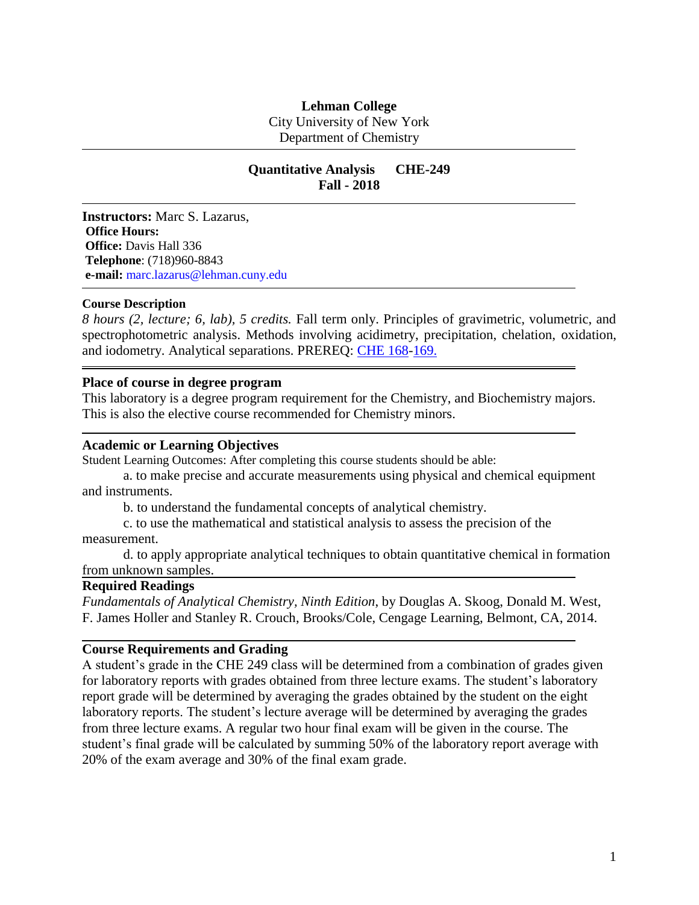**Lehman College**
City University of New York
Department of Chemistry

---

**Quantitative Analysis CHE-249**
**Fall - 2018**

---

**Instructors:** Marc S. Lazarus,
**Office Hours:**
**Office:** Davis Hall 336
**Telephone**: (718)960-8843
**e-mail:** marc.lazarus@lehman.cuny.edu

---

**Course Description**

*8 hours (2, lecture; 6, lab), 5 credits.* Fall term only. Principles of gravimetric, volumetric, and spectrophotometric analysis. Methods involving acidimetry, precipitation, chelation, oxidation, and iodometry. Analytical separations. PREREQ: CHE 168-169.

---

**Place of course in degree program**

This laboratory is a degree program requirement for the Chemistry, and Biochemistry majors. This is also the elective course recommended for Chemistry minors.

---

**Academic or Learning Objectives**

Student Learning Outcomes: After completing this course students should be able:

a. to make precise and accurate measurements using physical and chemical equipment and instruments.

b. to understand the fundamental concepts of analytical chemistry.

c. to use the mathematical and statistical analysis to assess the precision of the measurement.

d. to apply appropriate analytical techniques to obtain quantitative chemical in formation from unknown samples.

---

**Required Readings**

*Fundamentals of Analytical Chemistry, Ninth Edition*, by Douglas A. Skoog, Donald M. West, F. James Holler and Stanley R. Crouch, Brooks/Cole, Cengage Learning, Belmont, CA, 2014.

---

**Course Requirements and Grading**

A student's grade in the CHE 249 class will be determined from a combination of grades given for laboratory reports with grades obtained from three lecture exams. The student's laboratory report grade will be determined by averaging the grades obtained by the student on the eight laboratory reports. The student's lecture average will be determined by averaging the grades from three lecture exams. A regular two hour final exam will be given in the course. The student's final grade will be calculated by summing 50% of the laboratory report average with 20% of the exam average and 30% of the final exam grade.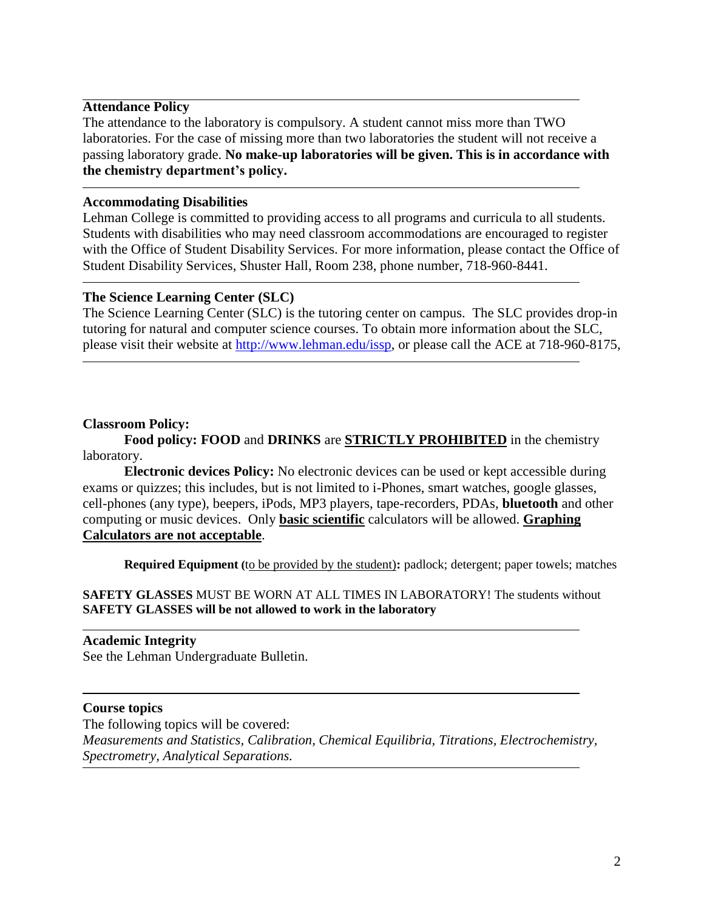## Attendance Policy

The attendance to the laboratory is compulsory. A student cannot miss more than TWO laboratories. For the case of missing more than two laboratories the student will not receive a passing laboratory grade. **No make-up laboratories will be given. This is in accordance with the chemistry department's policy.**

## Accommodating Disabilities

Lehman College is committed to providing access to all programs and curricula to all students. Students with disabilities who may need classroom accommodations are encouraged to register with the Office of Student Disability Services. For more information, please contact the Office of Student Disability Services, Shuster Hall, Room 238, phone number, 718-960-8441.

## The Science Learning Center (SLC)

The Science Learning Center (SLC) is the tutoring center on campus. The SLC provides drop-in tutoring for natural and computer science courses. To obtain more information about the SLC, please visit their website at [http://www.lehman.edu/issp](http://www.lehman.edu/issp), or please call the ACE at 718-960-8175,

## Classroom Policy:

**Food policy: FOOD** and **DRINKS** are **STRICTLY PROHIBITED** in the chemistry laboratory.

**Electronic devices Policy:** No electronic devices can be used or kept accessible during exams or quizzes; this includes, but is not limited to i-Phones, smart watches, google glasses, cell-phones (any type), beepers, iPods, MP3 players, tape-recorders, PDAs, **bluetooth** and other computing or music devices. Only **basic scientific** calculators will be allowed. **Graphing Calculators are not acceptable**.

**Required Equipment (**to be provided by the student**):** padlock; detergent; paper towels; matches

**SAFETY GLASSES** MUST BE WORN AT ALL TIMES IN LABORATORY! The students without **SAFETY GLASSES will be not allowed to work in the laboratory**

## Academic Integrity

See the Lehman Undergraduate Bulletin.

## Course topics

The following topics will be covered:
*Measurements and Statistics, Calibration, Chemical Equilibria, Titrations, Electrochemistry, Spectrometry, Analytical Separations.*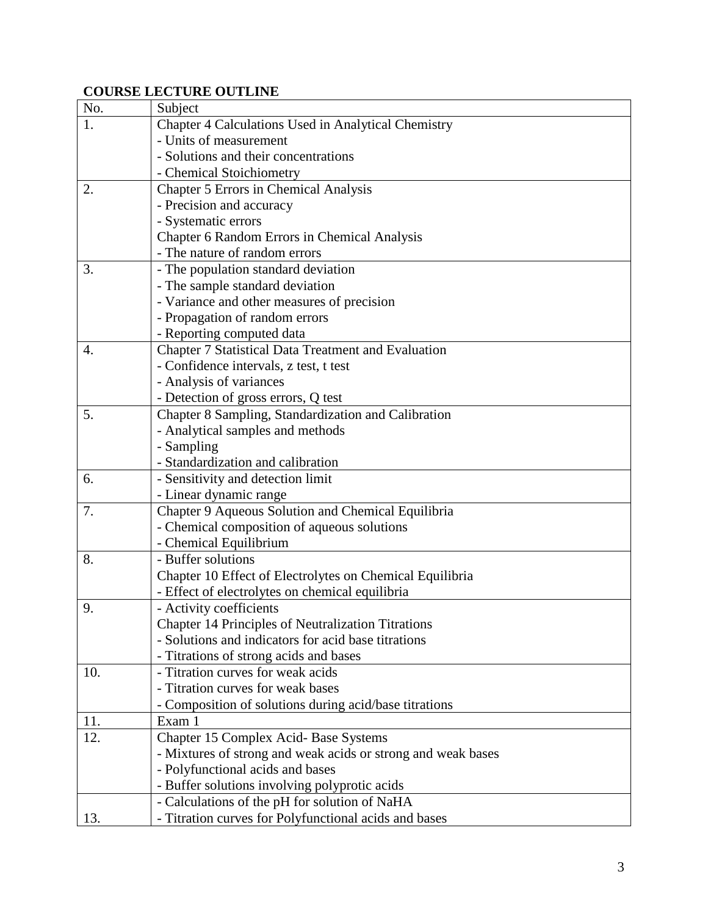**COURSE LECTURE OUTLINE**

| No. | Subject |
|---|---|
| 1. | Chapter 4 Calculations Used in Analytical Chemistry<br>- Units of measurement<br>- Solutions and their concentrations<br>- Chemical Stoichiometry |
| 2. | Chapter 5 Errors in Chemical Analysis<br>- Precision and accuracy<br>- Systematic errors<br>Chapter 6 Random Errors in Chemical Analysis<br>- The nature of random errors |
| 3. | - The population standard deviation<br>- The sample standard deviation<br>- Variance and other measures of precision<br>- Propagation of random errors<br>- Reporting computed data |
| 4. | Chapter 7 Statistical Data Treatment and Evaluation<br>- Confidence intervals, z test, t test<br>- Analysis of variances<br>- Detection of gross errors, Q test |
| 5. | Chapter 8 Sampling, Standardization and Calibration<br>- Analytical samples and methods<br>- Sampling<br>- Standardization and calibration |
| 6. | - Sensitivity and detection limit<br>- Linear dynamic range |
| 7. | Chapter 9 Aqueous Solution and Chemical Equilibria<br>- Chemical composition of aqueous solutions<br>- Chemical Equilibrium |
| 8. | - Buffer solutions<br>Chapter 10 Effect of Electrolytes on Chemical Equilibria<br>- Effect of electrolytes on chemical equilibria |
| 9. | - Activity coefficients<br>Chapter 14 Principles of Neutralization Titrations<br>- Solutions and indicators for acid base titrations<br>- Titrations of strong acids and bases |
| 10. | - Titration curves for weak acids<br>- Titration curves for weak bases<br>- Composition of solutions during acid/base titrations |
| 11. | Exam 1 |
| 12. | Chapter 15 Complex Acid- Base Systems<br>- Mixtures of strong and weak acids or strong and weak bases<br>- Polyfunctional acids and bases<br>- Buffer solutions involving polyprotic acids |
| 13. | - Calculations of the pH for solution of NaHA<br>- Titration curves for Polyfunctional acids and bases |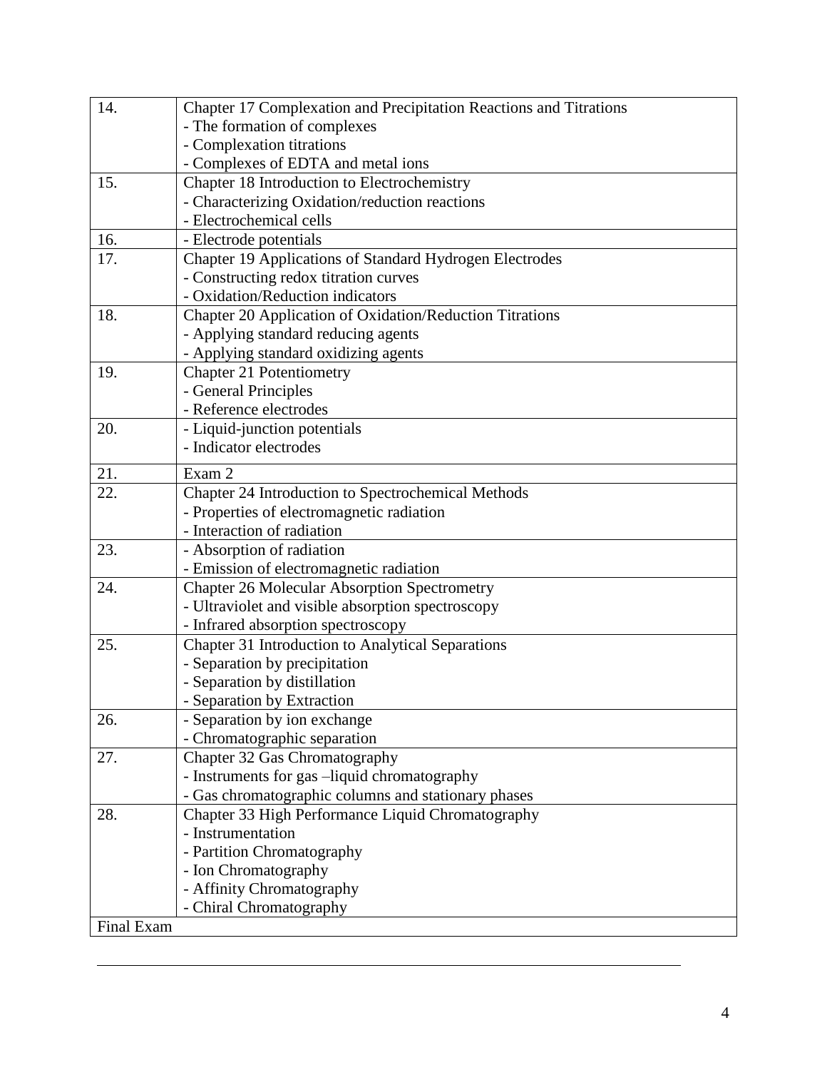| | |
|---|---|
| 14. | Chapter 17 Complexation and Precipitation Reactions and Titrations<br>- The formation of complexes<br>- Complexation titrations<br>- Complexes of EDTA and metal ions |
| 15. | Chapter 18 Introduction to Electrochemistry<br>- Characterizing Oxidation/reduction reactions<br>- Electrochemical cells |
| 16. | - Electrode potentials |
| 17. | Chapter 19 Applications of Standard Hydrogen Electrodes<br>- Constructing redox titration curves<br>- Oxidation/Reduction indicators |
| 18. | Chapter 20 Application of Oxidation/Reduction Titrations<br>- Applying standard reducing agents<br>- Applying standard oxidizing agents |
| 19. | Chapter 21 Potentiometry<br>- General Principles<br>- Reference electrodes |
| 20. | - Liquid-junction potentials<br>- Indicator electrodes |
| 21. | Exam 2 |
| 22. | Chapter 24 Introduction to Spectrochemical Methods<br>- Properties of electromagnetic radiation<br>- Interaction of radiation |
| 23. | - Absorption of radiation<br>- Emission of electromagnetic radiation |
| 24. | Chapter 26 Molecular Absorption Spectrometry<br>- Ultraviolet and visible absorption spectroscopy<br>- Infrared absorption spectroscopy |
| 25. | Chapter 31 Introduction to Analytical Separations<br>- Separation by precipitation<br>- Separation by distillation<br>- Separation by Extraction |
| 26. | - Separation by ion exchange<br>- Chromatographic separation |
| 27. | Chapter 32 Gas Chromatography<br>- Instruments for gas –liquid chromatography<br>- Gas chromatographic columns and stationary phases |
| 28. | Chapter 33 High Performance Liquid Chromatography<br>- Instrumentation<br>- Partition Chromatography<br>- Ion Chromatography<br>- Affinity Chromatography<br>- Chiral Chromatography |
| Final Exam | |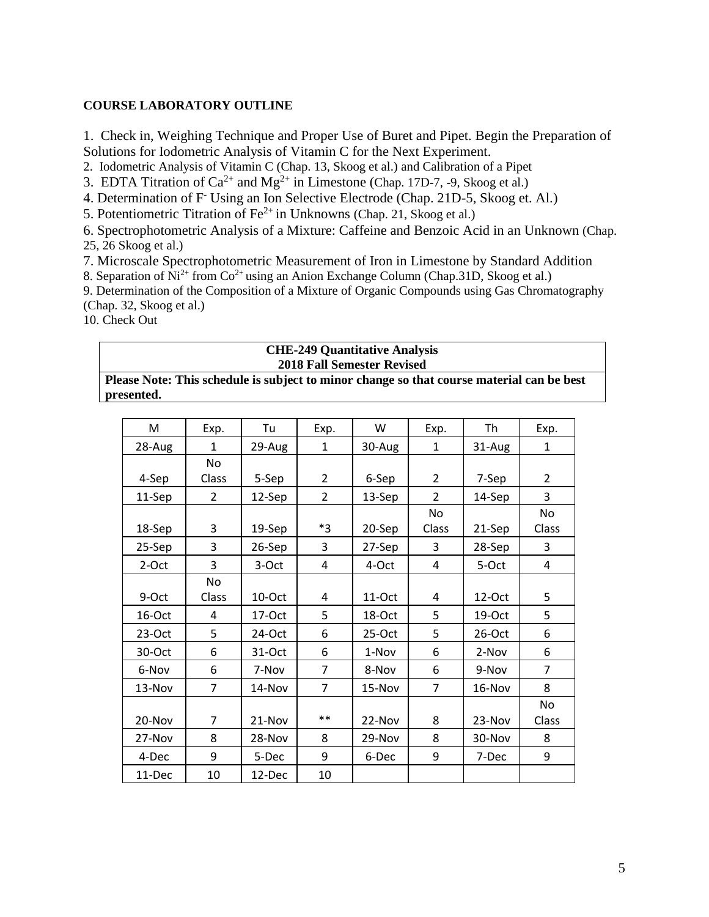**COURSE LABORATORY OUTLINE**

1. Check in, Weighing Technique and Proper Use of Buret and Pipet. Begin the Preparation of Solutions for Iodometric Analysis of Vitamin C for the Next Experiment.
2. Iodometric Analysis of Vitamin C (Chap. 13, Skoog et al.) and Calibration of a Pipet
3. EDTA Titration of $Ca^{2+}$ and $Mg^{2+}$ in Limestone (Chap. 17D-7, -9, Skoog et al.)
4. Determination of $F^-$ Using an Ion Selective Electrode (Chap. 21D-5, Skoog et. Al.)
5. Potentiometric Titration of $Fe^{2+}$ in Unknowns (Chap. 21, Skoog et al.)
6. Spectrophotometric Analysis of a Mixture: Caffeine and Benzoic Acid in an Unknown (Chap. 25, 26 Skoog et al.)
7. Microscale Spectrophotometric Measurement of Iron in Limestone by Standard Addition
8. Separation of $Ni^{2+}$ from $Co^{2+}$ using an Anion Exchange Column (Chap.31D, Skoog et al.)
9. Determination of the Composition of a Mixture of Organic Compounds using Gas Chromatography (Chap. 32, Skoog et al.)
10. Check Out

**CHE-249 Quantitative Analysis**
**2018 Fall Semester Revised**

**Please Note: This schedule is subject to minor change so that course material can be best presented.**

| M | Exp. | Tu | Exp. | W | Exp. | Th | Exp. |
|---|---|---|---|---|---|---|---|
| 28-Aug | 1 | 29-Aug | 1 | 30-Aug | 1 | 31-Aug | 1 |
| 4-Sep | No Class | 5-Sep | 2 | 6-Sep | 2 | 7-Sep | 2 |
| 11-Sep | 2 | 12-Sep | 2 | 13-Sep | 2 | 14-Sep | 3 |
| 18-Sep | 3 | 19-Sep | *3 | 20-Sep | No Class | 21-Sep | No Class |
| 25-Sep | 3 | 26-Sep | 3 | 27-Sep | 3 | 28-Sep | 3 |
| 2-Oct | 3 | 3-Oct | 4 | 4-Oct | 4 | 5-Oct | 4 |
| 9-Oct | No Class | 10-Oct | 4 | 11-Oct | 4 | 12-Oct | 5 |
| 16-Oct | 4 | 17-Oct | 5 | 18-Oct | 5 | 19-Oct | 5 |
| 23-Oct | 5 | 24-Oct | 6 | 25-Oct | 5 | 26-Oct | 6 |
| 30-Oct | 6 | 31-Oct | 6 | 1-Nov | 6 | 2-Nov | 6 |
| 6-Nov | 6 | 7-Nov | 7 | 8-Nov | 6 | 9-Nov | 7 |
| 13-Nov | 7 | 14-Nov | 7 | 15-Nov | 7 | 16-Nov | 8 |
| 20-Nov | 7 | 21-Nov | ** | 22-Nov | 8 | 23-Nov | No Class |
| 27-Nov | 8 | 28-Nov | 8 | 29-Nov | 8 | 30-Nov | 8 |
| 4-Dec | 9 | 5-Dec | 9 | 6-Dec | 9 | 7-Dec | 9 |
| 11-Dec | 10 | 12-Dec | 10 | | | | |